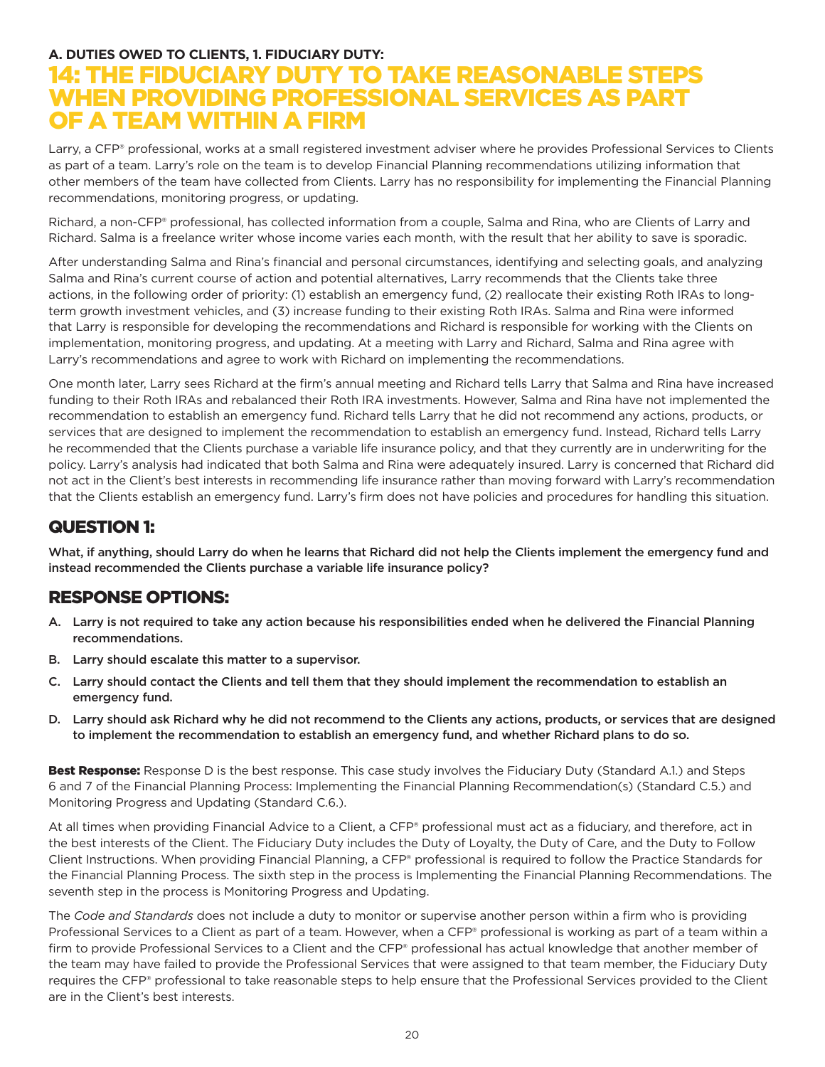**A. DUTIES OWED TO CLIENTS, 1. FIDUCIARY DUTY:**

# 14: THE FIDUCIARY DUTY TO TAKE REASONABLE STEPS WHEN PROVIDING PROFESSIONAL SERVICES AS PART OF A TEAM WITHIN A FIRM

Larry, a CFP® professional, works at a small registered investment adviser where he provides Professional Services to Clients as part of a team. Larry's role on the team is to develop Financial Planning recommendations utilizing information that other members of the team have collected from Clients. Larry has no responsibility for implementing the Financial Planning recommendations, monitoring progress, or updating.

Richard, a non-CFP® professional, has collected information from a couple, Salma and Rina, who are Clients of Larry and Richard. Salma is a freelance writer whose income varies each month, with the result that her ability to save is sporadic.

After understanding Salma and Rina's financial and personal circumstances, identifying and selecting goals, and analyzing Salma and Rina's current course of action and potential alternatives, Larry recommends that the Clients take three actions, in the following order of priority: (1) establish an emergency fund, (2) reallocate their existing Roth IRAs to long-term growth investment vehicles, and (3) increase funding to their existing Roth IRAs. Salma and Rina were informed that Larry is responsible for developing the recommendations and Richard is responsible for working with the Clients on implementation, monitoring progress, and updating. At a meeting with Larry and Richard, Salma and Rina agree with Larry's recommendations and agree to work with Richard on implementing the recommendations.

One month later, Larry sees Richard at the firm's annual meeting and Richard tells Larry that Salma and Rina have increased funding to their Roth IRAs and rebalanced their Roth IRA investments. However, Salma and Rina have not implemented the recommendation to establish an emergency fund. Richard tells Larry that he did not recommend any actions, products, or services that are designed to implement the recommendation to establish an emergency fund. Instead, Richard tells Larry he recommended that the Clients purchase a variable life insurance policy, and that they currently are in underwriting for the policy. Larry's analysis had indicated that both Salma and Rina were adequately insured. Larry is concerned that Richard did not act in the Client's best interests in recommending life insurance rather than moving forward with Larry's recommendation that the Clients establish an emergency fund. Larry's firm does not have policies and procedures for handling this situation.

## QUESTION 1:

**What, if anything, should Larry do when he learns that Richard did not help the Clients implement the emergency fund and instead recommended the Clients purchase a variable life insurance policy?**

## RESPONSE OPTIONS:

**A. Larry is not required to take any action because his responsibilities ended when he delivered the Financial Planning recommendations.**

**B. Larry should escalate this matter to a supervisor.**

**C. Larry should contact the Clients and tell them that they should implement the recommendation to establish an emergency fund.**

**D. Larry should ask Richard why he did not recommend to the Clients any actions, products, or services that are designed to implement the recommendation to establish an emergency fund, and whether Richard plans to do so.**

**Best Response:** Response D is the best response. This case study involves the Fiduciary Duty (Standard A.1.) and Steps 6 and 7 of the Financial Planning Process: Implementing the Financial Planning Recommendation(s) (Standard C.5.) and Monitoring Progress and Updating (Standard C.6.).

At all times when providing Financial Advice to a Client, a CFP® professional must act as a fiduciary, and therefore, act in the best interests of the Client. The Fiduciary Duty includes the Duty of Loyalty, the Duty of Care, and the Duty to Follow Client Instructions. When providing Financial Planning, a CFP® professional is required to follow the Practice Standards for the Financial Planning Process. The sixth step in the process is Implementing the Financial Planning Recommendations. The seventh step in the process is Monitoring Progress and Updating.

The *Code and Standards* does not include a duty to monitor or supervise another person within a firm who is providing Professional Services to a Client as part of a team. However, when a CFP® professional is working as part of a team within a firm to provide Professional Services to a Client and the CFP® professional has actual knowledge that another member of the team may have failed to provide the Professional Services that were assigned to that team member, the Fiduciary Duty requires the CFP® professional to take reasonable steps to help ensure that the Professional Services provided to the Client are in the Client's best interests.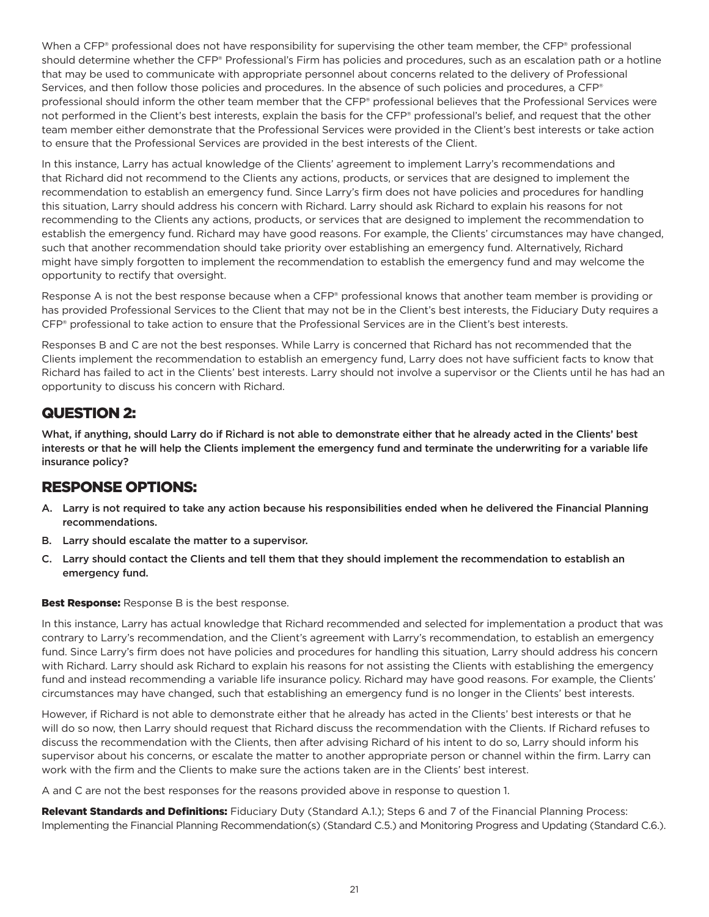When a CFP® professional does not have responsibility for supervising the other team member, the CFP® professional should determine whether the CFP® Professional's Firm has policies and procedures, such as an escalation path or a hotline that may be used to communicate with appropriate personnel about concerns related to the delivery of Professional Services, and then follow those policies and procedures. In the absence of such policies and procedures, a CFP® professional should inform the other team member that the CFP® professional believes that the Professional Services were not performed in the Client's best interests, explain the basis for the CFP® professional's belief, and request that the other team member either demonstrate that the Professional Services were provided in the Client's best interests or take action to ensure that the Professional Services are provided in the best interests of the Client.

In this instance, Larry has actual knowledge of the Clients' agreement to implement Larry's recommendations and that Richard did not recommend to the Clients any actions, products, or services that are designed to implement the recommendation to establish an emergency fund. Since Larry's firm does not have policies and procedures for handling this situation, Larry should address his concern with Richard. Larry should ask Richard to explain his reasons for not recommending to the Clients any actions, products, or services that are designed to implement the recommendation to establish the emergency fund. Richard may have good reasons. For example, the Clients' circumstances may have changed, such that another recommendation should take priority over establishing an emergency fund. Alternatively, Richard might have simply forgotten to implement the recommendation to establish the emergency fund and may welcome the opportunity to rectify that oversight.

Response A is not the best response because when a CFP® professional knows that another team member is providing or has provided Professional Services to the Client that may not be in the Client's best interests, the Fiduciary Duty requires a CFP® professional to take action to ensure that the Professional Services are in the Client's best interests.

Responses B and C are not the best responses. While Larry is concerned that Richard has not recommended that the Clients implement the recommendation to establish an emergency fund, Larry does not have sufficient facts to know that Richard has failed to act in the Clients' best interests. Larry should not involve a supervisor or the Clients until he has had an opportunity to discuss his concern with Richard.

## QUESTION 2:

**What, if anything, should Larry do if Richard is not able to demonstrate either that he already acted in the Clients' best interests or that he will help the Clients implement the emergency fund and terminate the underwriting for a variable life insurance policy?**

## RESPONSE OPTIONS:

A. **Larry is not required to take any action because his responsibilities ended when he delivered the Financial Planning recommendations.**

B. **Larry should escalate the matter to a supervisor.**

C. **Larry should contact the Clients and tell them that they should implement the recommendation to establish an emergency fund.**

**Best Response:** Response B is the best response.

In this instance, Larry has actual knowledge that Richard recommended and selected for implementation a product that was contrary to Larry's recommendation, and the Client's agreement with Larry's recommendation, to establish an emergency fund. Since Larry's firm does not have policies and procedures for handling this situation, Larry should address his concern with Richard. Larry should ask Richard to explain his reasons for not assisting the Clients with establishing the emergency fund and instead recommending a variable life insurance policy. Richard may have good reasons. For example, the Clients' circumstances may have changed, such that establishing an emergency fund is no longer in the Clients' best interests.

However, if Richard is not able to demonstrate either that he already has acted in the Clients' best interests or that he will do so now, then Larry should request that Richard discuss the recommendation with the Clients. If Richard refuses to discuss the recommendation with the Clients, then after advising Richard of his intent to do so, Larry should inform his supervisor about his concerns, or escalate the matter to another appropriate person or channel within the firm. Larry can work with the firm and the Clients to make sure the actions taken are in the Clients' best interest.

A and C are not the best responses for the reasons provided above in response to question 1.

**Relevant Standards and Definitions:** Fiduciary Duty (Standard A.1.); Steps 6 and 7 of the Financial Planning Process: Implementing the Financial Planning Recommendation(s) (Standard C.5.) and Monitoring Progress and Updating (Standard C.6.).